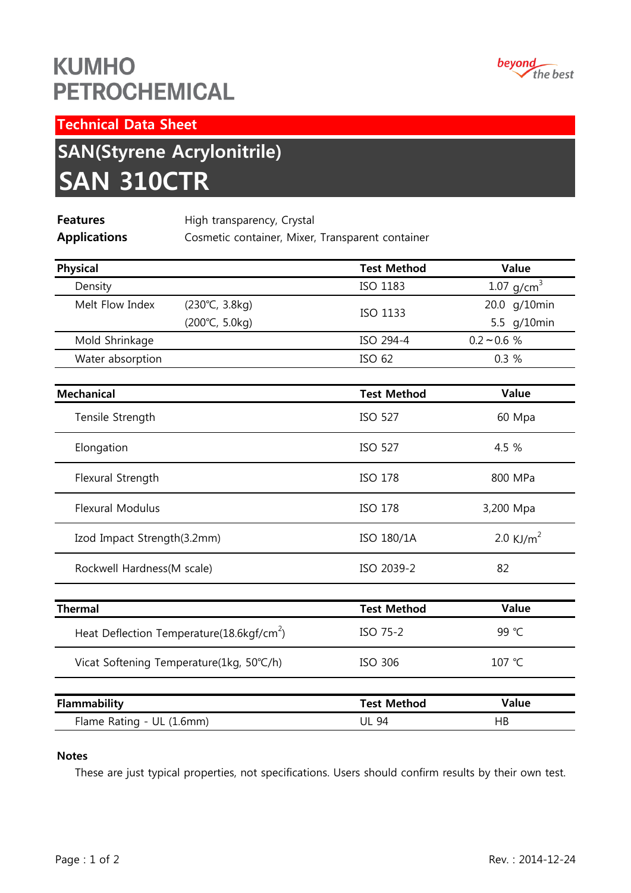# KUMHO PETROCHEMICAL

beyond the best

## Technical Data Sheet

## SAN(Styrene Acrylonitrile)

# SAN 310CTR

**Features** High transparency, Crystal

**Applications** Cosmetic container, Mixer, Transparent container

| Physical | | Test Method | Value |
|---|---|---|---|
| Density | | ISO 1183 | 1.07 $g/cm^3$ |
| Melt Flow Index | (230℃, 3.8kg) | ISO 1133 | 20.0 g/10min |
| | (200℃, 5.0kg) | | 5.5 g/10min |
| Mold Shrinkage | | ISO 294-4 | 0.2～0.6 % |
| Water absorption | | ISO 62 | 0.3 % |

| Mechanical | Test Method | Value |
|---|---|---|
| Tensile Strength | ISO 527 | 60 Mpa |
| Elongation | ISO 527 | 4.5 % |
| Flexural Strength | ISO 178 | 800 MPa |
| Flexural Modulus | ISO 178 | 3,200 Mpa |
| Izod Impact Strength(3.2mm) | ISO 180/1A | 2.0 $KJ/m^2$ |
| Rockwell Hardness(M scale) | ISO 2039-2 | 82 |

| Thermal | Test Method | Value |
|---|---|---|
| Heat Deflection Temperature(18.6kgf/$cm^2$) | ISO 75-2 | 99 ℃ |
| Vicat Softening Temperature(1kg, 50℃/h) | ISO 306 | 107 ℃ |

| Flammability | Test Method | Value |
|---|---|---|
| Flame Rating - UL (1.6mm) | UL 94 | HB |

**Notes**

These are just typical properties, not specifications. Users should confirm results by their own test.

Rev. : 2014-12-24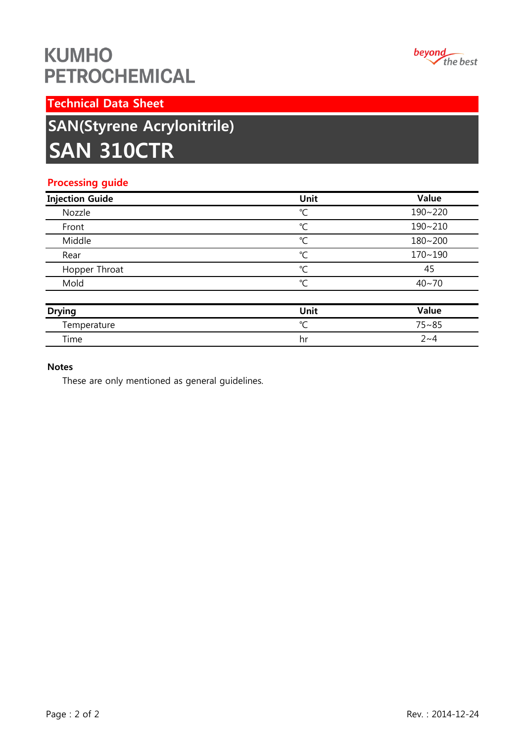KUMHO PETROCHEMICAL

beyond the best

## Technical Data Sheet

# SAN(Styrene Acrylonitrile)
# SAN 310CTR

## Processing guide

| Injection Guide | Unit | Value |
|---|---|---|
| Nozzle | ℃ | 190~220 |
| Front | ℃ | 190~210 |
| Middle | ℃ | 180~200 |
| Rear | ℃ | 170~190 |
| Hopper Throat | ℃ | 45 |
| Mold | ℃ | 40~70 |

| Drying | Unit | Value |
|---|---|---|
| Temperature | ℃ | 75~85 |
| Time | hr | 2~4 |

**Notes**

These are only mentioned as general guidelines.

Rev. : 2014-12-24